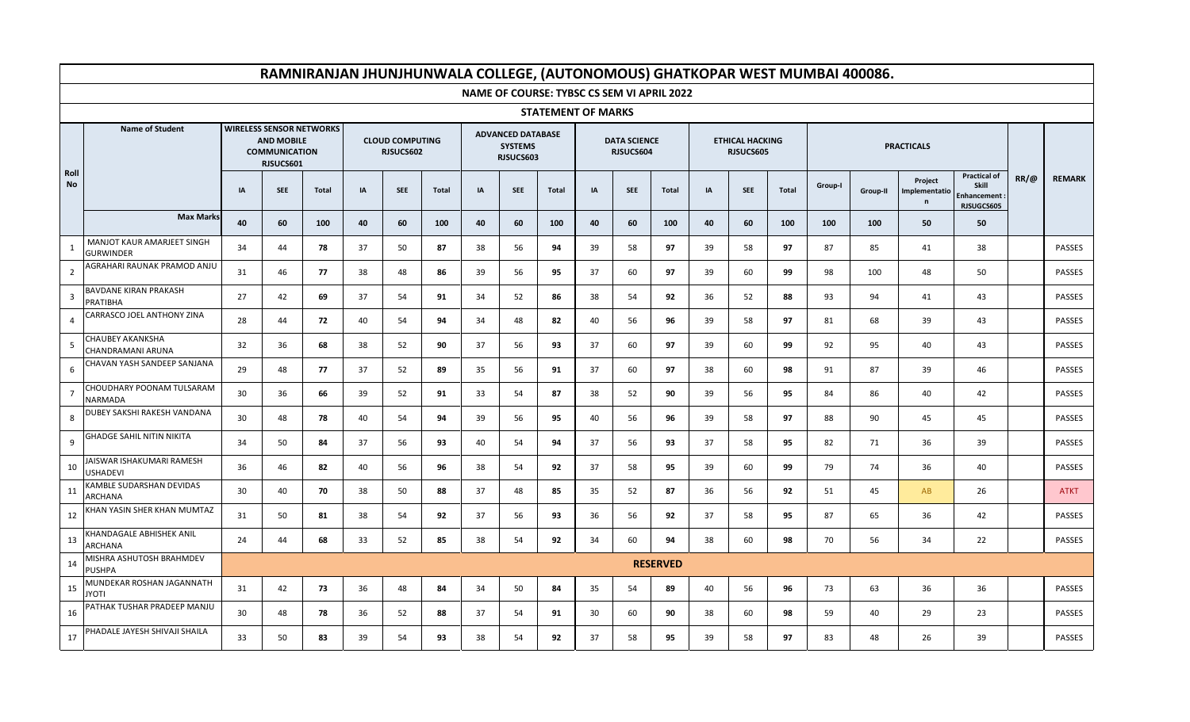# RAMNIRANJAN JHUNJHUNWALA COLLEGE, (AUTONOMOUS) GHATKOPAR WEST MUMBAI 400086.

## NAME OF COURSE: TYBSC CS SEM VI APRIL 2022

### STATEMENT OF MARKS

| Roll No | Name of Student | WIRELESS SENSOR NETWORKS AND MOBILE COMMUNICATION RJSUCS601 | | | CLOUD COMPUTING RJSUCS602 | | | ADVANCED DATABASE SYSTEMS RJSUCS603 | | | DATA SCIENCE RJSUCS604 | | | ETHICAL HACKING RJSUCS605 | | | PRACTICALS | | | | RR/@ | REMARK |
|---|---|---|---|---|---|---|---|---|---|---|---|---|---|---|---|---|---|---|---|---|---|---|
| | | IA | SEE | Total | IA | SEE | Total | IA | SEE | Total | IA | SEE | Total | IA | SEE | Total | Group-I | Group-II | Project Implementation | Practical of Skill Enhancement : RJSUGCS605 | | |
| | Max Marks | 40 | 60 | 100 | 40 | 60 | 100 | 40 | 60 | 100 | 40 | 60 | 100 | 40 | 60 | 100 | 100 | 100 | 50 | 50 | | |
| 1 | MANJOT KAUR AMARJEET SINGH GURWINDER | 34 | 44 | **78** | 37 | 50 | **87** | 38 | 56 | **94** | 39 | 58 | **97** | 39 | 58 | **97** | 87 | 85 | 41 | 38 | | PASSES |
| 2 | AGRAHARI RAUNAK PRAMOD ANJU | 31 | 46 | **77** | 38 | 48 | **86** | 39 | 56 | **95** | 37 | 60 | **97** | 39 | 60 | **99** | 98 | 100 | 48 | 50 | | PASSES |
| 3 | BAVDANE KIRAN PRAKASH PRATIBHA | 27 | 42 | **69** | 37 | 54 | **91** | 34 | 52 | **86** | 38 | 54 | **92** | 36 | 52 | **88** | 93 | 94 | 41 | 43 | | PASSES |
| 4 | CARRASCO JOEL ANTHONY ZINA | 28 | 44 | **72** | 40 | 54 | **94** | 34 | 48 | **82** | 40 | 56 | **96** | 39 | 58 | **97** | 81 | 68 | 39 | 43 | | PASSES |
| 5 | CHAUBEY AKANKSHA CHANDRAMANI ARUNA | 32 | 36 | **68** | 38 | 52 | **90** | 37 | 56 | **93** | 37 | 60 | **97** | 39 | 60 | **99** | 92 | 95 | 40 | 43 | | PASSES |
| 6 | CHAVAN YASH SANDEEP SANJANA | 29 | 48 | **77** | 37 | 52 | **89** | 35 | 56 | **91** | 37 | 60 | **97** | 38 | 60 | **98** | 91 | 87 | 39 | 46 | | PASSES |
| 7 | CHOUDHARY POONAM TULSARAM NARMADA | 30 | 36 | **66** | 39 | 52 | **91** | 33 | 54 | **87** | 38 | 52 | **90** | 39 | 56 | **95** | 84 | 86 | 40 | 42 | | PASSES |
| 8 | DUBEY SAKSHI RAKESH VANDANA | 30 | 48 | **78** | 40 | 54 | **94** | 39 | 56 | **95** | 40 | 56 | **96** | 39 | 58 | **97** | 88 | 90 | 45 | 45 | | PASSES |
| 9 | GHADGE SAHIL NITIN NIKITA | 34 | 50 | **84** | 37 | 56 | **93** | 40 | 54 | **94** | 37 | 56 | **93** | 37 | 58 | **95** | 82 | 71 | 36 | 39 | | PASSES |
| 10 | JAISWAR ISHAKUMARI RAMESH USHADEVI | 36 | 46 | **82** | 40 | 56 | **96** | 38 | 54 | **92** | 37 | 58 | **95** | 39 | 60 | **99** | 79 | 74 | 36 | 40 | | PASSES |
| 11 | KAMBLE SUDARSHAN DEVIDAS ARCHANA | 30 | 40 | **70** | 38 | 50 | **88** | 37 | 48 | **85** | 35 | 52 | **87** | 36 | 56 | **92** | 51 | 45 | AB | 26 | | ATKT |
| 12 | KHAN YASIN SHER KHAN MUMTAZ | 31 | 50 | **81** | 38 | 54 | **92** | 37 | 56 | **93** | 36 | 56 | **92** | 37 | 58 | **95** | 87 | 65 | 36 | 42 | | PASSES |
| 13 | KHANDAGALE ABHISHEK ANIL ARCHANA | 24 | 44 | **68** | 33 | 52 | **85** | 38 | 54 | **92** | 34 | 60 | **94** | 38 | 60 | **98** | 70 | 56 | 34 | 22 | | PASSES |
| 14 | MISHRA ASHUTOSH BRAHMDEV PUSHPA | | | | | | | | | | | **RESERVED** | | | | | | | | | | |
| 15 | MUNDEKAR ROSHAN JAGANNATH JYOTI | 31 | 42 | **73** | 36 | 48 | **84** | 34 | 50 | **84** | 35 | 54 | **89** | 40 | 56 | **96** | 73 | 63 | 36 | 36 | | PASSES |
| 16 | PATHAK TUSHAR PRADEEP MANJU | 30 | 48 | **78** | 36 | 52 | **88** | 37 | 54 | **91** | 30 | 60 | **90** | 38 | 60 | **98** | 59 | 40 | 29 | 23 | | PASSES |
| 17 | PHADALE JAYESH SHIVAJI SHAILA | 33 | 50 | **83** | 39 | 54 | **93** | 38 | 54 | **92** | 37 | 58 | **95** | 39 | 58 | **97** | 83 | 48 | 26 | 39 | | PASSES |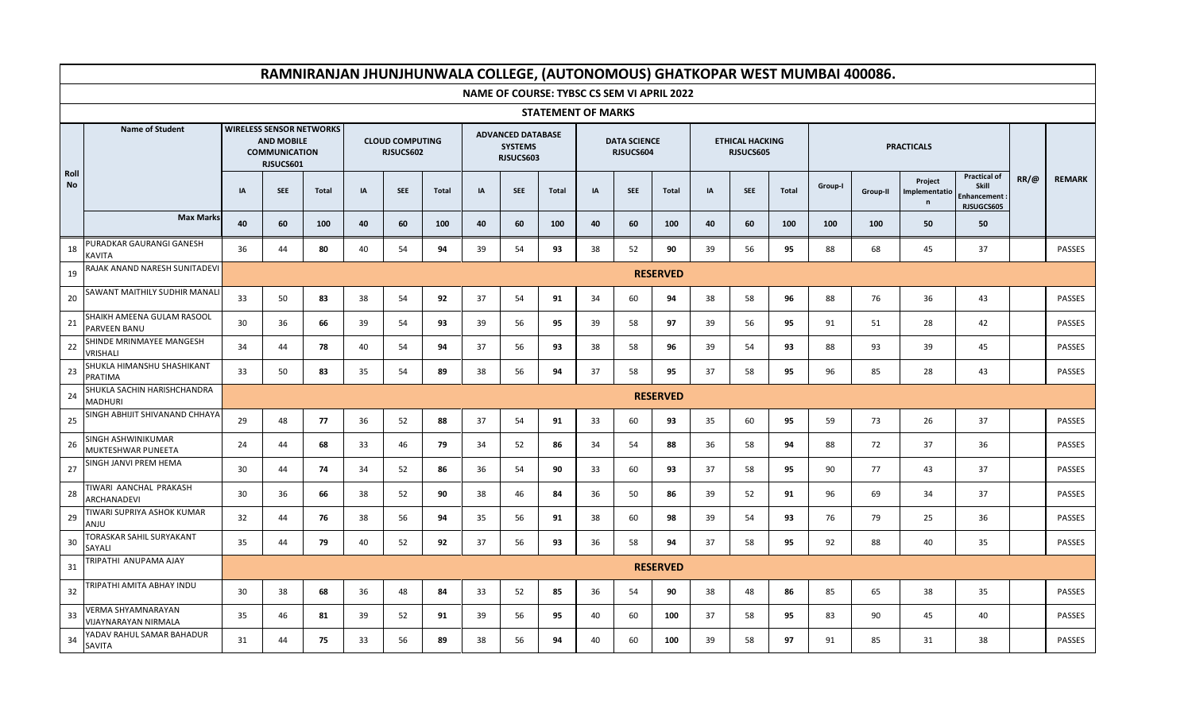# RAMNIRANJAN JHUNJHUNWALA COLLEGE, (AUTONOMOUS) GHATKOPAR WEST MUMBAI 400086.

## NAME OF COURSE: TYBSC CS SEM VI APRIL 2022

### STATEMENT OF MARKS

| Roll No | Name of Student | WIRELESS SENSOR NETWORKS AND MOBILE COMMUNICATION RJSUCS601 | | | CLOUD COMPUTING RJSUCS602 | | | ADVANCED DATABASE SYSTEMS RJSUCS603 | | | DATA SCIENCE RJSUCS604 | | | ETHICAL HACKING RJSUCS605 | | | PRACTICALS | | | | RR/@ | REMARK |
|---|---|---|---|---|---|---|---|---|---|---|---|---|---|---|---|---|---|---|---|---|---|---|
| | | IA | SEE | Total | IA | SEE | Total | IA | SEE | Total | IA | SEE | Total | IA | SEE | Total | Group-I | Group-II | Project Implementation | Practical of Skill Enhancement : RJSUGCS605 | | |
| | Max Marks | 40 | 60 | 100 | 40 | 60 | 100 | 40 | 60 | 100 | 40 | 60 | 100 | 40 | 60 | 100 | 100 | 100 | 50 | 50 | | |
| 18 | PURADKAR GAURANGI GANESH KAVITA | 36 | 44 | **80** | 40 | 54 | **94** | 39 | 54 | **93** | 38 | 52 | **90** | 39 | 56 | **95** | 88 | 68 | 45 | 37 | | PASSES |
| 19 | RAJAK ANAND NARESH SUNITADEVI | | | | | | | | | | | | **RESERVED** | | | | | | | | | |
| 20 | SAWANT MAITHILY SUDHIR MANALI | 33 | 50 | **83** | 38 | 54 | **92** | 37 | 54 | **91** | 34 | 60 | **94** | 38 | 58 | **96** | 88 | 76 | 36 | 43 | | PASSES |
| 21 | SHAIKH AMEENA GULAM RASOOL PARVEEN BANU | 30 | 36 | **66** | 39 | 54 | **93** | 39 | 56 | **95** | 39 | 58 | **97** | 39 | 56 | **95** | 91 | 51 | 28 | 42 | | PASSES |
| 22 | SHINDE MRINMAYEE MANGESH VRISHALI | 34 | 44 | **78** | 40 | 54 | **94** | 37 | 56 | **93** | 38 | 58 | **96** | 39 | 54 | **93** | 88 | 93 | 39 | 45 | | PASSES |
| 23 | SHUKLA HIMANSHU SHASHIKANT PRATIMA | 33 | 50 | **83** | 35 | 54 | **89** | 38 | 56 | **94** | 37 | 58 | **95** | 37 | 58 | **95** | 96 | 85 | 28 | 43 | | PASSES |
| 24 | SHUKLA SACHIN HARISHCHANDRA MADHURI | | | | | | | | | | | | **RESERVED** | | | | | | | | | |
| 25 | SINGH ABHIJIT SHIVANAND CHHAYA | 29 | 48 | **77** | 36 | 52 | **88** | 37 | 54 | **91** | 33 | 60 | **93** | 35 | 60 | **95** | 59 | 73 | 26 | 37 | | PASSES |
| 26 | SINGH ASHWINIKUMAR MUKTESHWAR PUNEETA | 24 | 44 | **68** | 33 | 46 | **79** | 34 | 52 | **86** | 34 | 54 | **88** | 36 | 58 | **94** | 88 | 72 | 37 | 36 | | PASSES |
| 27 | SINGH JANVI PREM HEMA | 30 | 44 | **74** | 34 | 52 | **86** | 36 | 54 | **90** | 33 | 60 | **93** | 37 | 58 | **95** | 90 | 77 | 43 | 37 | | PASSES |
| 28 | TIWARI AANCHAL PRAKASH ARCHANADEVI | 30 | 36 | **66** | 38 | 52 | **90** | 38 | 46 | **84** | 36 | 50 | **86** | 39 | 52 | **91** | 96 | 69 | 34 | 37 | | PASSES |
| 29 | TIWARI SUPRIYA ASHOK KUMAR ANJU | 32 | 44 | **76** | 38 | 56 | **94** | 35 | 56 | **91** | 38 | 60 | **98** | 39 | 54 | **93** | 76 | 79 | 25 | 36 | | PASSES |
| 30 | TORASKAR SAHIL SURYAKANT SAYALI | 35 | 44 | **79** | 40 | 52 | **92** | 37 | 56 | **93** | 36 | 58 | **94** | 37 | 58 | **95** | 92 | 88 | 40 | 35 | | PASSES |
| 31 | TRIPATHI ANUPAMA AJAY | | | | | | | | | | | | **RESERVED** | | | | | | | | | |
| 32 | TRIPATHI AMITA ABHAY INDU | 30 | 38 | **68** | 36 | 48 | **84** | 33 | 52 | **85** | 36 | 54 | **90** | 38 | 48 | **86** | 85 | 65 | 38 | 35 | | PASSES |
| 33 | VERMA SHYAMNARAYAN VIJAYNARAYAN NIRMALA | 35 | 46 | **81** | 39 | 52 | **91** | 39 | 56 | **95** | 40 | 60 | **100** | 37 | 58 | **95** | 83 | 90 | 45 | 40 | | PASSES |
| 34 | YADAV RAHUL SAMAR BAHADUR SAVITA | 31 | 44 | **75** | 33 | 56 | **89** | 38 | 56 | **94** | 40 | 60 | **100** | 39 | 58 | **97** | 91 | 85 | 31 | 38 | | PASSES |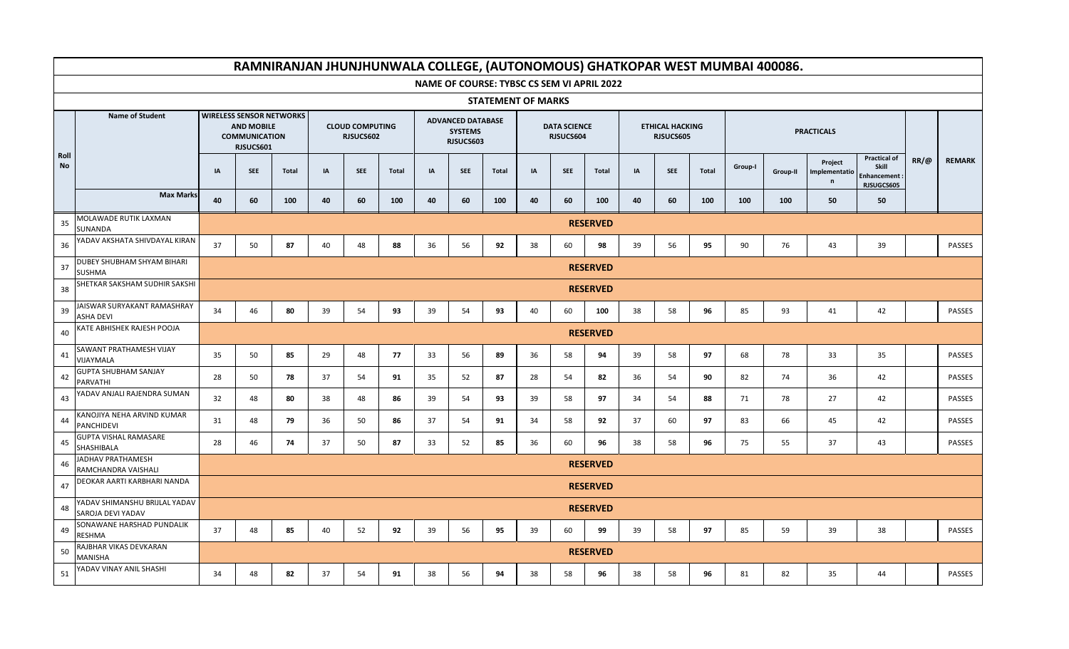# RAMNIRANJAN JHUNJHUNWALA COLLEGE, (AUTONOMOUS) GHATKOPAR WEST MUMBAI 400086.

## NAME OF COURSE: TYBSC CS SEM VI APRIL 2022

### STATEMENT OF MARKS

| Roll No | Name of Student | WIRELESS SENSOR NETWORKS AND MOBILE COMMUNICATION RJSUCS601 | | | CLOUD COMPUTING RJSUCS602 | | | ADVANCED DATABASE SYSTEMS RJSUCS603 | | | DATA SCIENCE RJSUCS604 | | | ETHICAL HACKING RJSUCS605 | | | PRACTICALS | | | | RR/@ | REMARK |
|---|---|---|---|---|---|---|---|---|---|---|---|---|---|---|---|---|---|---|---|---|---|---|
| | | IA | SEE | Total | IA | SEE | Total | IA | SEE | Total | IA | SEE | Total | IA | SEE | Total | Group-I | Group-II | Project Implementation | Practical of Skill Enhancement : RJSUGCS605 | | |
| | Max Marks | 40 | 60 | 100 | 40 | 60 | 100 | 40 | 60 | 100 | 40 | 60 | 100 | 40 | 60 | 100 | 100 | 100 | 50 | 50 | | |
| 35 | MOLAWADE RUTIK LAXMAN SUNANDA | RESERVED | | | | | | | | | | | | | | | | | | | | |
| 36 | YADAV AKSHATA SHIVDAYAL KIRAN | 37 | 50 | **87** | 40 | 48 | **88** | 36 | 56 | **92** | 38 | 60 | **98** | 39 | 56 | **95** | 90 | 76 | 43 | 39 | | PASSES |
| 37 | DUBEY SHUBHAM SHYAM BIHARI SUSHMA | RESERVED | | | | | | | | | | | | | | | | | | | | |
| 38 | SHETKAR SAKSHAM SUDHIR SAKSHI | RESERVED | | | | | | | | | | | | | | | | | | | | |
| 39 | JAISWAR SURYAKANT RAMASHRAY ASHA DEVI | 34 | 46 | **80** | 39 | 54 | **93** | 39 | 54 | **93** | 40 | 60 | **100** | 38 | 58 | **96** | 85 | 93 | 41 | 42 | | PASSES |
| 40 | KATE ABHISHEK RAJESH POOJA | RESERVED | | | | | | | | | | | | | | | | | | | | |
| 41 | SAWANT PRATHAMESH VIJAY VIJAYMALA | 35 | 50 | **85** | 29 | 48 | **77** | 33 | 56 | **89** | 36 | 58 | **94** | 39 | 58 | **97** | 68 | 78 | 33 | 35 | | PASSES |
| 42 | GUPTA SHUBHAM SANJAY PARVATHI | 28 | 50 | **78** | 37 | 54 | **91** | 35 | 52 | **87** | 28 | 54 | **82** | 36 | 54 | **90** | 82 | 74 | 36 | 42 | | PASSES |
| 43 | YADAV ANJALI RAJENDRA SUMAN | 32 | 48 | **80** | 38 | 48 | **86** | 39 | 54 | **93** | 39 | 58 | **97** | 34 | 54 | **88** | 71 | 78 | 27 | 42 | | PASSES |
| 44 | KANOJIYA NEHA ARVIND KUMAR PANCHIDEVI | 31 | 48 | **79** | 36 | 50 | **86** | 37 | 54 | **91** | 34 | 58 | **92** | 37 | 60 | **97** | 83 | 66 | 45 | 42 | | PASSES |
| 45 | GUPTA VISHAL RAMASARE SHASHIBALA | 28 | 46 | **74** | 37 | 50 | **87** | 33 | 52 | **85** | 36 | 60 | **96** | 38 | 58 | **96** | 75 | 55 | 37 | 43 | | PASSES |
| 46 | JADHAV PRATHAMESH RAMCHANDRA VAISHALI | RESERVED | | | | | | | | | | | | | | | | | | | | |
| 47 | DEOKAR AARTI KARBHARI NANDA | RESERVED | | | | | | | | | | | | | | | | | | | | |
| 48 | YADAV SHIMANSHU BRIJLAL YADAV SAROJA DEVI YADAV | RESERVED | | | | | | | | | | | | | | | | | | | | |
| 49 | SONAWANE HARSHAD PUNDALIK RESHMA | 37 | 48 | **85** | 40 | 52 | **92** | 39 | 56 | **95** | 39 | 60 | **99** | 39 | 58 | **97** | 85 | 59 | 39 | 38 | | PASSES |
| 50 | RAJBHAR VIKAS DEVKARAN MANISHA | RESERVED | | | | | | | | | | | | | | | | | | | | |
| 51 | YADAV VINAY ANIL SHASHI | 34 | 48 | **82** | 37 | 54 | **91** | 38 | 56 | **94** | 38 | 58 | **96** | 38 | 58 | **96** | 81 | 82 | 35 | 44 | | PASSES |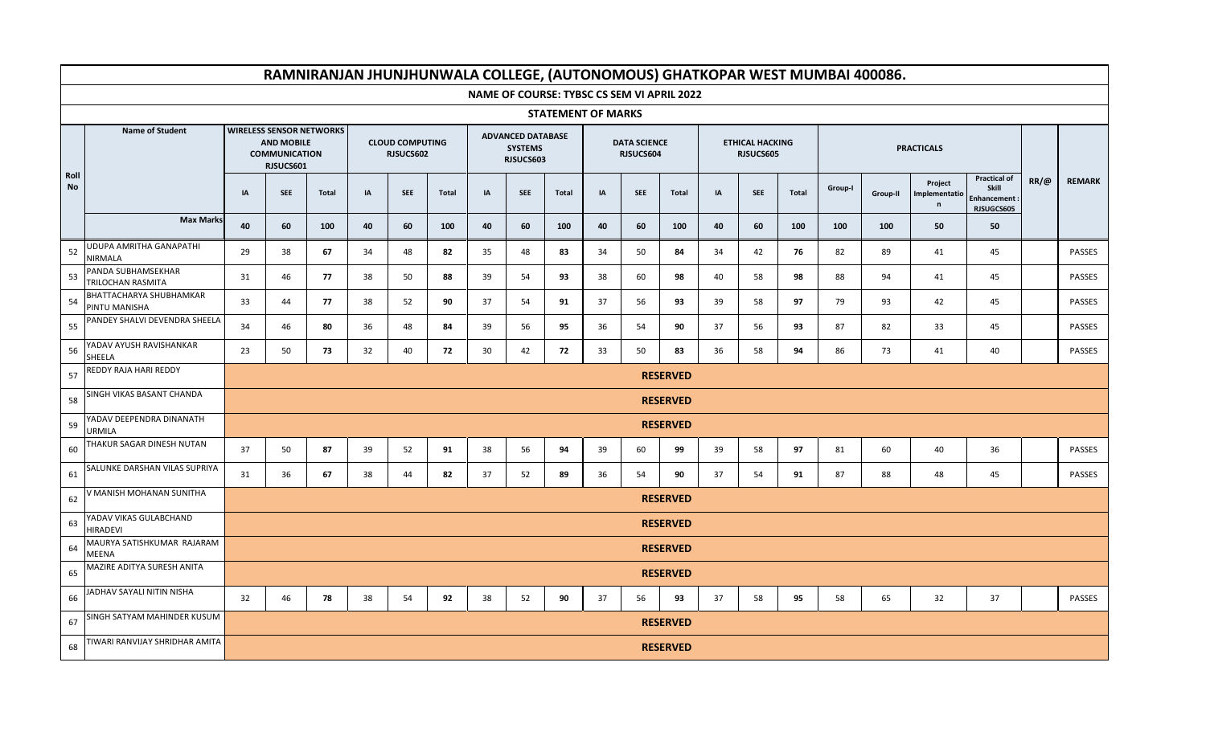# RAMNIRANJAN JHUNJHUNWALA COLLEGE, (AUTONOMOUS) GHATKOPAR WEST MUMBAI 400086.

## NAME OF COURSE: TYBSC CS SEM VI APRIL 2022

### STATEMENT OF MARKS

| Roll No | Name of Student | WIRELESS SENSOR NETWORKS AND MOBILE COMMUNICATION RJSUCS601 | | | CLOUD COMPUTING RJSUCS602 | | | ADVANCED DATABASE SYSTEMS RJSUCS603 | | | DATA SCIENCE RJSUCS604 | | | ETHICAL HACKING RJSUCS605 | | | PRACTICALS | | | | RR/@ | REMARK |
|---|---|---|---|---|---|---|---|---|---|---|---|---|---|---|---|---|---|---|---|---|---|---|
| | | IA | SEE | Total | IA | SEE | Total | IA | SEE | Total | IA | SEE | Total | IA | SEE | Total | Group-I | Group-II | Project Implementation | Practical of Skill Enhancement : RJSUGCS605 | | |
| | Max Marks | 40 | 60 | 100 | 40 | 60 | 100 | 40 | 60 | 100 | 40 | 60 | 100 | 40 | 60 | 100 | 100 | 100 | 50 | 50 | | |
| 52 | UDUPA AMRITHA GANAPATHI NIRMALA | 29 | 38 | 67 | 34 | 48 | 82 | 35 | 48 | 83 | 34 | 50 | 84 | 34 | 42 | 76 | 82 | 89 | 41 | 45 | | PASSES |
| 53 | PANDA SUBHAMSEKHAR TRILOCHAN RASMITA | 31 | 46 | 77 | 38 | 50 | 88 | 39 | 54 | 93 | 38 | 60 | 98 | 40 | 58 | 98 | 88 | 94 | 41 | 45 | | PASSES |
| 54 | BHATTACHARYA SHUBHAMKAR PINTU MANISHA | 33 | 44 | 77 | 38 | 52 | 90 | 37 | 54 | 91 | 37 | 56 | 93 | 39 | 58 | 97 | 79 | 93 | 42 | 45 | | PASSES |
| 55 | PANDEY SHALVI DEVENDRA SHEELA | 34 | 46 | 80 | 36 | 48 | 84 | 39 | 56 | 95 | 36 | 54 | 90 | 37 | 56 | 93 | 87 | 82 | 33 | 45 | | PASSES |
| 56 | YADAV AYUSH RAVISHANKAR SHEELA | 23 | 50 | 73 | 32 | 40 | 72 | 30 | 42 | 72 | 33 | 50 | 83 | 36 | 58 | 94 | 86 | 73 | 41 | 40 | | PASSES |
| 57 | REDDY RAJA HARI REDDY | RESERVED | | | | | | | | | | | | | | | | | | | | |
| 58 | SINGH VIKAS BASANT CHANDA | RESERVED | | | | | | | | | | | | | | | | | | | | |
| 59 | YADAV DEEPENDRA DINANATH URMILA | RESERVED | | | | | | | | | | | | | | | | | | | | |
| 60 | THAKUR SAGAR DINESH NUTAN | 37 | 50 | 87 | 39 | 52 | 91 | 38 | 56 | 94 | 39 | 60 | 99 | 39 | 58 | 97 | 81 | 60 | 40 | 36 | | PASSES |
| 61 | SALUNKE DARSHAN VILAS SUPRIYA | 31 | 36 | 67 | 38 | 44 | 82 | 37 | 52 | 89 | 36 | 54 | 90 | 37 | 54 | 91 | 87 | 88 | 48 | 45 | | PASSES |
| 62 | V MANISH MOHANAN SUNITHA | RESERVED | | | | | | | | | | | | | | | | | | | | |
| 63 | YADAV VIKAS GULABCHAND HIRADEVI | RESERVED | | | | | | | | | | | | | | | | | | | | |
| 64 | MAURYA SATISHKUMAR RAJARAM MEENA | RESERVED | | | | | | | | | | | | | | | | | | | | |
| 65 | MAZIRE ADITYA SURESH ANITA | RESERVED | | | | | | | | | | | | | | | | | | | | |
| 66 | JADHAV SAYALI NITIN NISHA | 32 | 46 | 78 | 38 | 54 | 92 | 38 | 52 | 90 | 37 | 56 | 93 | 37 | 58 | 95 | 58 | 65 | 32 | 37 | | PASSES |
| 67 | SINGH SATYAM MAHINDER KUSUM | RESERVED | | | | | | | | | | | | | | | | | | | | |
| 68 | TIWARI RANVIJAY SHRIDHAR AMITA | RESERVED | | | | | | | | | | | | | | | | | | | | |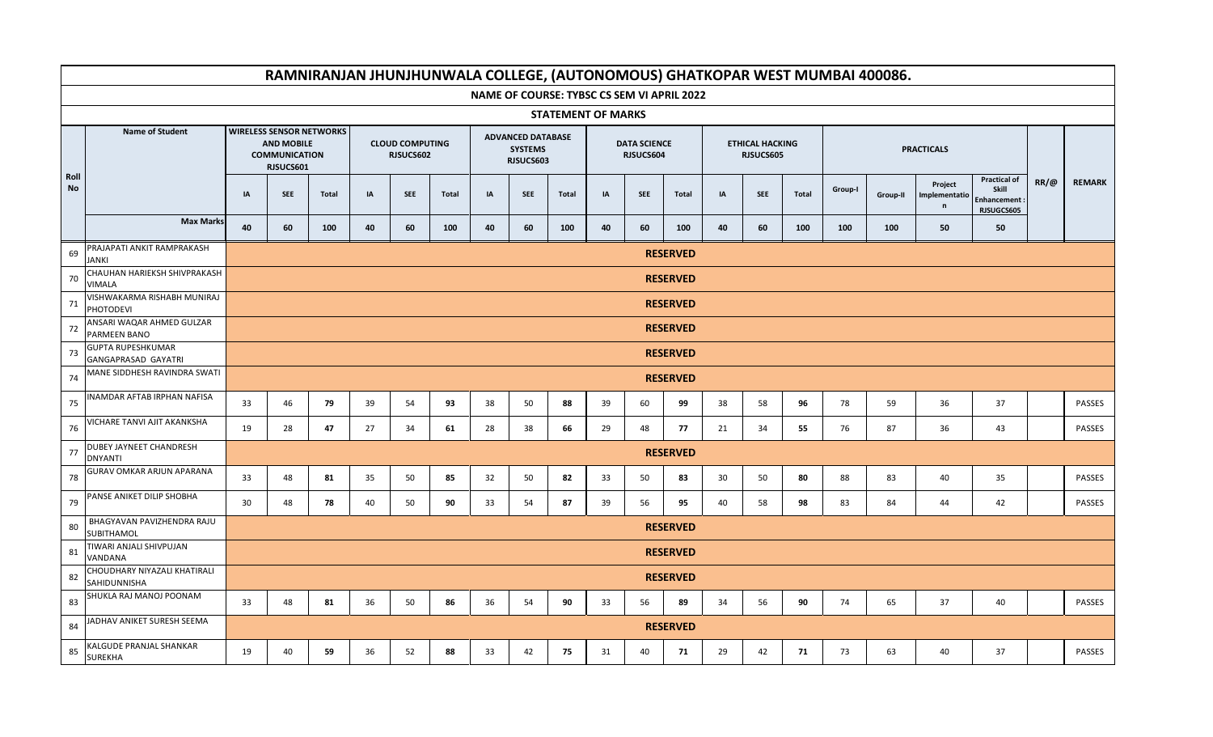# RAMNIRANJAN JHUNJHUNWALA COLLEGE, (AUTONOMOUS) GHATKOPAR WEST MUMBAI 400086.

## NAME OF COURSE: TYBSC CS SEM VI APRIL 2022

### STATEMENT OF MARKS

| Roll No | Name of Student | WIRELESS SENSOR NETWORKS AND MOBILE COMMUNICATION RJSUCS601 | | | CLOUD COMPUTING RJSUCS602 | | | ADVANCED DATABASE SYSTEMS RJSUCS603 | | | DATA SCIENCE RJSUCS604 | | | ETHICAL HACKING RJSUCS605 | | | PRACTICALS | | | | RR/@ | REMARK |
|---|---|---|---|---|---|---|---|---|---|---|---|---|---|---|---|---|---|---|---|---|---|---|
| | | IA | SEE | Total | IA | SEE | Total | IA | SEE | Total | IA | SEE | Total | IA | SEE | Total | Group-I | Group-II | Project Implementation | Practical of Skill Enhancement : RJSUGCS605 | | |
| | Max Marks | 40 | 60 | 100 | 40 | 60 | 100 | 40 | 60 | 100 | 40 | 60 | 100 | 40 | 60 | 100 | 100 | 100 | 50 | 50 | | |
| 69 | PRAJAPATI ANKIT RAMPRAKASH JANKI | RESERVED | | | | | | | | | | | | | | | | | | | | |
| 70 | CHAUHAN HARIEKSH SHIVPRAKASH VIMALA | RESERVED | | | | | | | | | | | | | | | | | | | | |
| 71 | VISHWAKARMA RISHABH MUNIRAJ PHOTODEVI | RESERVED | | | | | | | | | | | | | | | | | | | | |
| 72 | ANSARI WAQAR AHMED GULZAR PARMEEN BANO | RESERVED | | | | | | | | | | | | | | | | | | | | |
| 73 | GUPTA RUPESHKUMAR GANGAPRASAD GAYATRI | RESERVED | | | | | | | | | | | | | | | | | | | | |
| 74 | MANE SIDDHESH RAVINDRA SWATI | RESERVED | | | | | | | | | | | | | | | | | | | | |
| 75 | INAMDAR AFTAB IRPHAN NAFISA | 33 | 46 | 79 | 39 | 54 | 93 | 38 | 50 | 88 | 39 | 60 | 99 | 38 | 58 | 96 | 78 | 59 | 36 | 37 | | PASSES |
| 76 | VICHARE TANVI AJIT AKANKSHA | 19 | 28 | 47 | 27 | 34 | 61 | 28 | 38 | 66 | 29 | 48 | 77 | 21 | 34 | 55 | 76 | 87 | 36 | 43 | | PASSES |
| 77 | DUBEY JAYNEET CHANDRESH DNYANTI | RESERVED | | | | | | | | | | | | | | | | | | | | |
| 78 | GURAV OMKAR ARJUN APARANA | 33 | 48 | 81 | 35 | 50 | 85 | 32 | 50 | 82 | 33 | 50 | 83 | 30 | 50 | 80 | 88 | 83 | 40 | 35 | | PASSES |
| 79 | PANSE ANIKET DILIP SHOBHA | 30 | 48 | 78 | 40 | 50 | 90 | 33 | 54 | 87 | 39 | 56 | 95 | 40 | 58 | 98 | 83 | 84 | 44 | 42 | | PASSES |
| 80 | BHAGYAVAN PAVIZHENDRA RAJU SUBITHAMOL | RESERVED | | | | | | | | | | | | | | | | | | | | |
| 81 | TIWARI ANJALI SHIVPUJAN VANDANA | RESERVED | | | | | | | | | | | | | | | | | | | | |
| 82 | CHOUDHARY NIYAZALI KHATIRALI SAHIDUNNISHA | RESERVED | | | | | | | | | | | | | | | | | | | | |
| 83 | SHUKLA RAJ MANOJ POONAM | 33 | 48 | 81 | 36 | 50 | 86 | 36 | 54 | 90 | 33 | 56 | 89 | 34 | 56 | 90 | 74 | 65 | 37 | 40 | | PASSES |
| 84 | JADHAV ANIKET SURESH SEEMA | RESERVED | | | | | | | | | | | | | | | | | | | | |
| 85 | KALGUDE PRANJAL SHANKAR SUREKHA | 19 | 40 | 59 | 36 | 52 | 88 | 33 | 42 | 75 | 31 | 40 | 71 | 29 | 42 | 71 | 73 | 63 | 40 | 37 | | PASSES |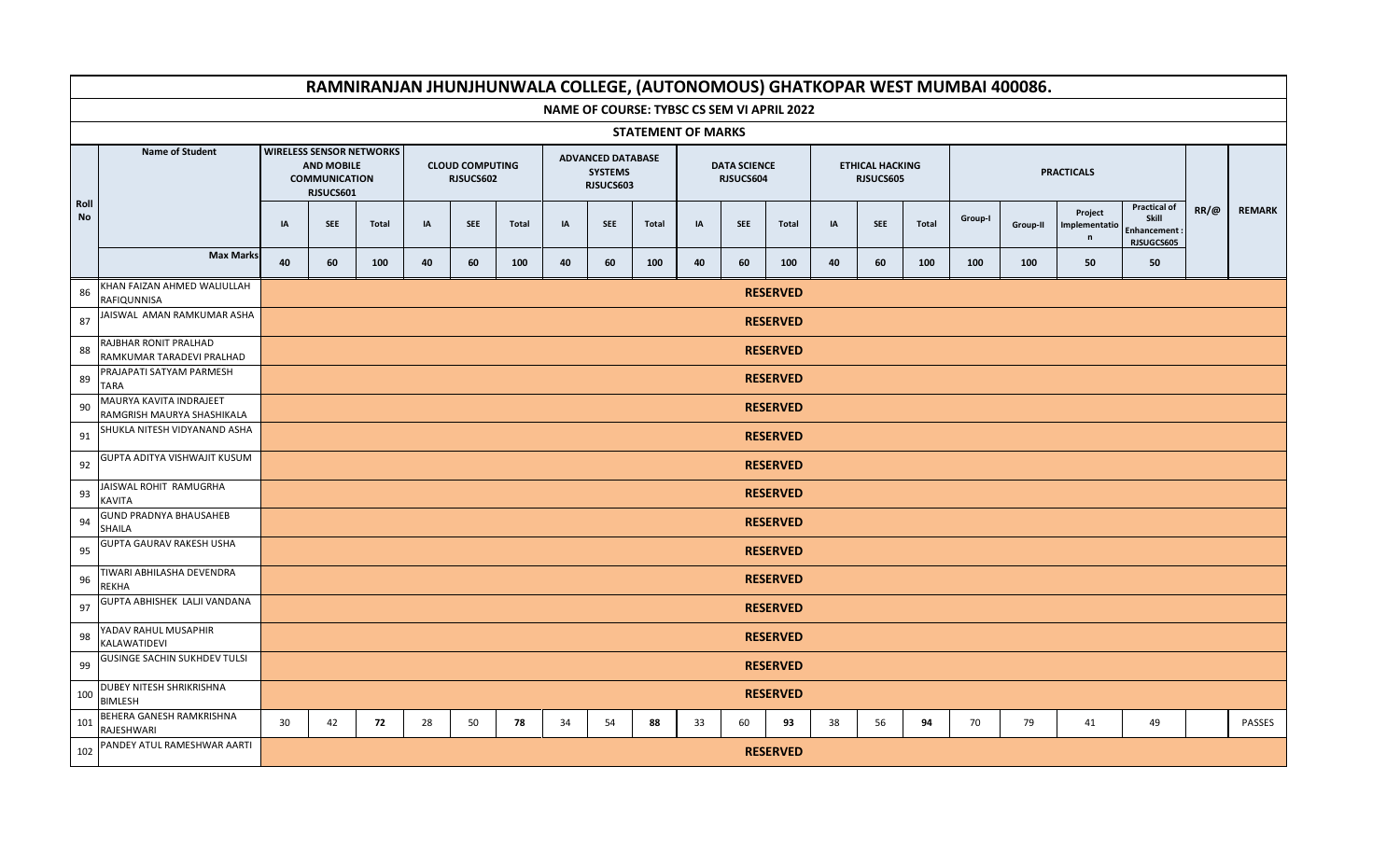# RAMNIRANJAN JHUNJHUNWALA COLLEGE, (AUTONOMOUS) GHATKOPAR WEST MUMBAI 400086.

## NAME OF COURSE: TYBSC CS SEM VI APRIL 2022

### STATEMENT OF MARKS

| Roll No | Name of Student | WIRELESS SENSOR NETWORKS AND MOBILE COMMUNICATION RJSUCS601 | | | CLOUD COMPUTING RJSUCS602 | | | ADVANCED DATABASE SYSTEMS RJSUCS603 | | | DATA SCIENCE RJSUCS604 | | | ETHICAL HACKING RJSUCS605 | | | PRACTICALS | | | | RR/@ | REMARK |
|---|---|---|---|---|---|---|---|---|---|---|---|---|---|---|---|---|---|---|---|---|---|---|
| | | IA | SEE | Total | IA | SEE | Total | IA | SEE | Total | IA | SEE | Total | IA | SEE | Total | Group-I | Group-II | Project Implementation | Practical of Skill Enhancement : RJSUGCS605 | | |
| | Max Marks | 40 | 60 | 100 | 40 | 60 | 100 | 40 | 60 | 100 | 40 | 60 | 100 | 40 | 60 | 100 | 100 | 100 | 50 | 50 | | |
| 86 | KHAN FAIZAN AHMED WALIULLAH RAFIQUNNISA | RESERVED | | | | | | | | | | | | | | | | | | | | |
| 87 | JAISWAL AMAN RAMKUMAR ASHA | RESERVED | | | | | | | | | | | | | | | | | | | | |
| 88 | RAJBHAR RONIT PRALHAD RAMKUMAR TARADEVI PRALHAD | RESERVED | | | | | | | | | | | | | | | | | | | | |
| 89 | PRAJAPATI SATYAM PARMESH TARA | RESERVED | | | | | | | | | | | | | | | | | | | | |
| 90 | MAURYA KAVITA INDRAJEET RAMGRISH MAURYA SHASHIKALA | RESERVED | | | | | | | | | | | | | | | | | | | | |
| 91 | SHUKLA NITESH VIDYANAND ASHA | RESERVED | | | | | | | | | | | | | | | | | | | | |
| 92 | GUPTA ADITYA VISHWAJIT KUSUM | RESERVED | | | | | | | | | | | | | | | | | | | | |
| 93 | JAISWAL ROHIT RAMUGRHA KAVITA | RESERVED | | | | | | | | | | | | | | | | | | | | |
| 94 | GUND PRADNYA BHAUSAHEB SHAILA | RESERVED | | | | | | | | | | | | | | | | | | | | |
| 95 | GUPTA GAURAV RAKESH USHA | RESERVED | | | | | | | | | | | | | | | | | | | | |
| 96 | TIWARI ABHILASHA DEVENDRA REKHA | RESERVED | | | | | | | | | | | | | | | | | | | | |
| 97 | GUPTA ABHISHEK LALJI VANDANA | RESERVED | | | | | | | | | | | | | | | | | | | | |
| 98 | YADAV RAHUL MUSAPHIR KALAWATIDEVI | RESERVED | | | | | | | | | | | | | | | | | | | | |
| 99 | GUSINGE SACHIN SUKHDEV TULSI | RESERVED | | | | | | | | | | | | | | | | | | | | |
| 100 | DUBEY NITESH SHRIKRISHNA BIMLESH | RESERVED | | | | | | | | | | | | | | | | | | | | |
| 101 | BEHERA GANESH RAMKRISHNA RAJESHWARI | 30 | 42 | **72** | 28 | 50 | **78** | 34 | 54 | **88** | 33 | 60 | **93** | 38 | 56 | **94** | 70 | 79 | 41 | 49 | | PASSES |
| 102 | PANDEY ATUL RAMESHWAR AARTI | RESERVED | | | | | | | | | | | | | | | | | | | | |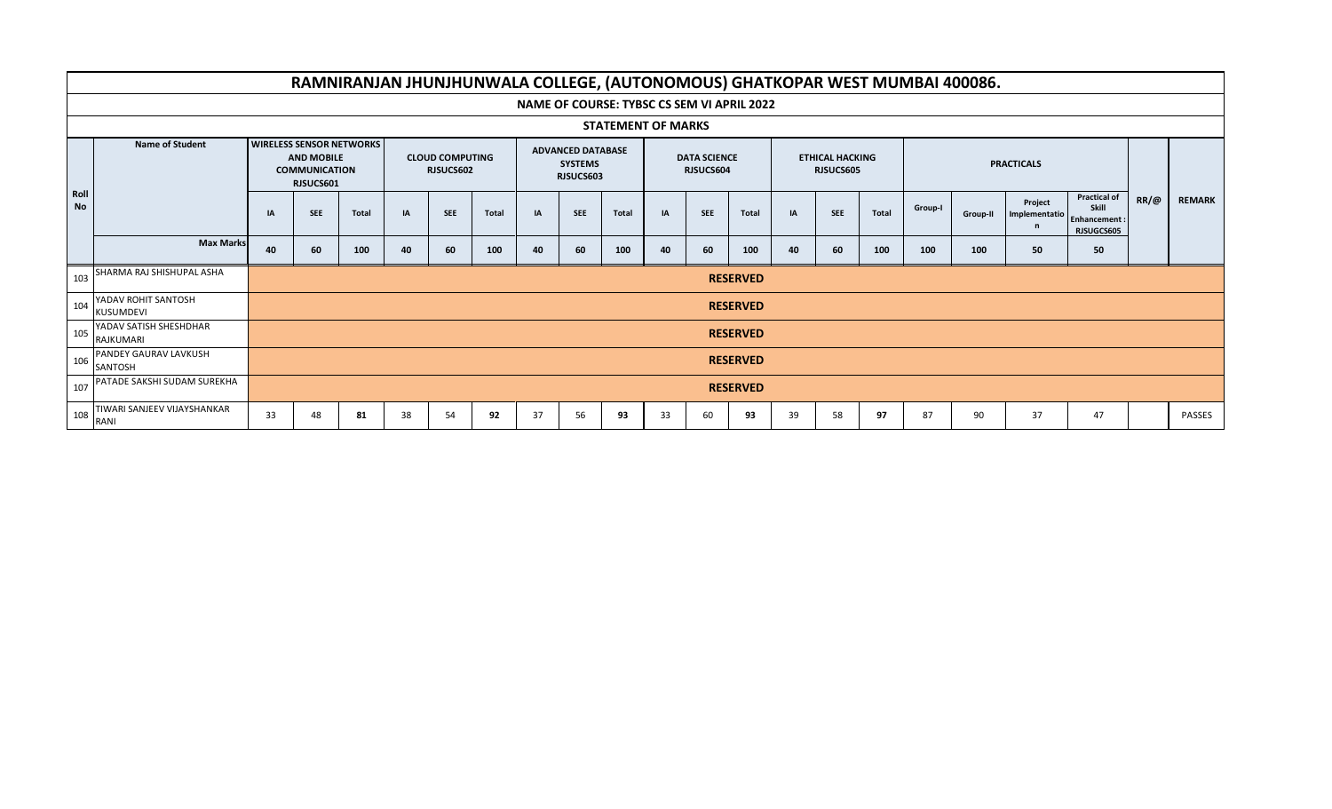# RAMNIRANJAN JHUNJHUNWALA COLLEGE, (AUTONOMOUS) GHATKOPAR WEST MUMBAI 400086.

## NAME OF COURSE: TYBSC CS SEM VI APRIL 2022

### STATEMENT OF MARKS

| Roll No | Name of Student | WIRELESS SENSOR NETWORKS AND MOBILE COMMUNICATION RJSUCS601 | | | CLOUD COMPUTING RJSUCS602 | | | ADVANCED DATABASE SYSTEMS RJSUCS603 | | | DATA SCIENCE RJSUCS604 | | | ETHICAL HACKING RJSUCS605 | | | PRACTICALS | | | | RR/@ | REMARK |
|---|---|---|---|---|---|---|---|---|---|---|---|---|---|---|---|---|---|---|---|---|---|---|
| | | IA | SEE | Total | IA | SEE | Total | IA | SEE | Total | IA | SEE | Total | IA | SEE | Total | Group-I | Group-II | Project Implementation | Practical of Skill Enhancement : RJSUGCS605 | | |
| | Max Marks | 40 | 60 | 100 | 40 | 60 | 100 | 40 | 60 | 100 | 40 | 60 | 100 | 40 | 60 | 100 | 100 | 100 | 50 | 50 | | |
| 103 | SHARMA RAJ SHISHUPAL ASHA | RESERVED | | | | | | | | | | | | | | | | | | | | |
| 104 | YADAV ROHIT SANTOSH KUSUMDEVI | RESERVED | | | | | | | | | | | | | | | | | | | | |
| 105 | YADAV SATISH SHESHDHAR RAJKUMARI | RESERVED | | | | | | | | | | | | | | | | | | | | |
| 106 | PANDEY GAURAV LAVKUSH SANTOSH | RESERVED | | | | | | | | | | | | | | | | | | | | |
| 107 | PATADE SAKSHI SUDAM SUREKHA | RESERVED | | | | | | | | | | | | | | | | | | | | |
| 108 | TIWARI SANJEEV VIJAYSHANKAR RANI | 33 | 48 | 81 | 38 | 54 | 92 | 37 | 56 | 93 | 33 | 60 | 93 | 39 | 58 | 97 | 87 | 90 | 37 | 47 | | PASSES |